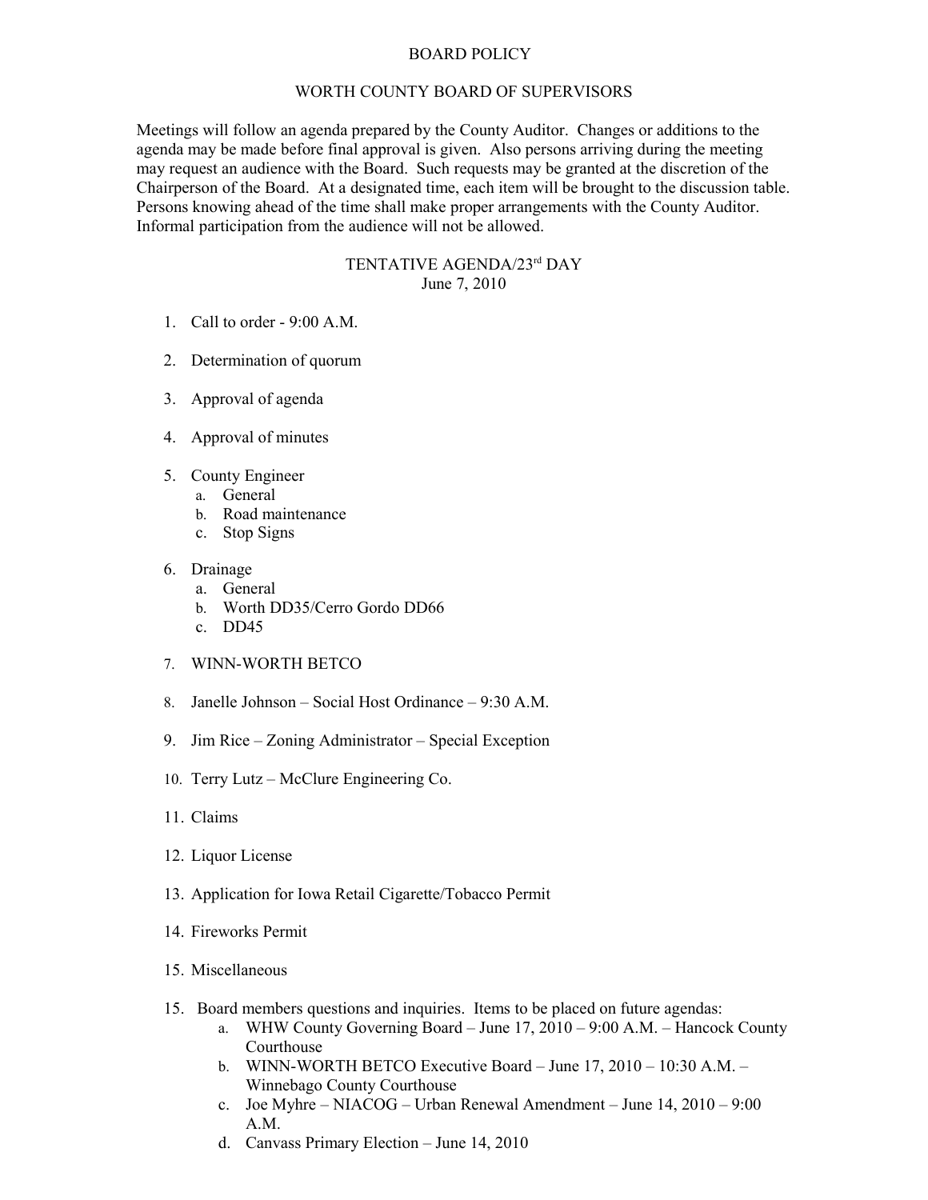# BOARD POLICY

## WORTH COUNTY BOARD OF SUPERVISORS

Meetings will follow an agenda prepared by the County Auditor. Changes or additions to the agenda may be made before final approval is given. Also persons arriving during the meeting may request an audience with the Board. Such requests may be granted at the discretion of the Chairperson of the Board. At a designated time, each item will be brought to the discussion table. Persons knowing ahead of the time shall make proper arrangements with the County Auditor. Informal participation from the audience will not be allowed.

## TENTATIVE AGENDA/23rd DAY
June 7, 2010

1. Call to order - 9:00 A.M.

2. Determination of quorum

3. Approval of agenda

4. Approval of minutes

5. County Engineer
   a. General
   b. Road maintenance
   c. Stop Signs

6. Drainage
   a. General
   b. Worth DD35/Cerro Gordo DD66
   c. DD45

7. WINN-WORTH BETCO

8. Janelle Johnson – Social Host Ordinance – 9:30 A.M.

9. Jim Rice – Zoning Administrator – Special Exception

10. Terry Lutz – McClure Engineering Co.

11. Claims

12. Liquor License

13. Application for Iowa Retail Cigarette/Tobacco Permit

14. Fireworks Permit

15. Miscellaneous

15. Board members questions and inquiries. Items to be placed on future agendas:
    a. WHW County Governing Board – June 17, 2010 – 9:00 A.M. – Hancock County Courthouse
    b. WINN-WORTH BETCO Executive Board – June 17, 2010 – 10:30 A.M. – Winnebago County Courthouse
    c. Joe Myhre – NIACOG – Urban Renewal Amendment – June 14, 2010 – 9:00 A.M.
    d. Canvass Primary Election – June 14, 2010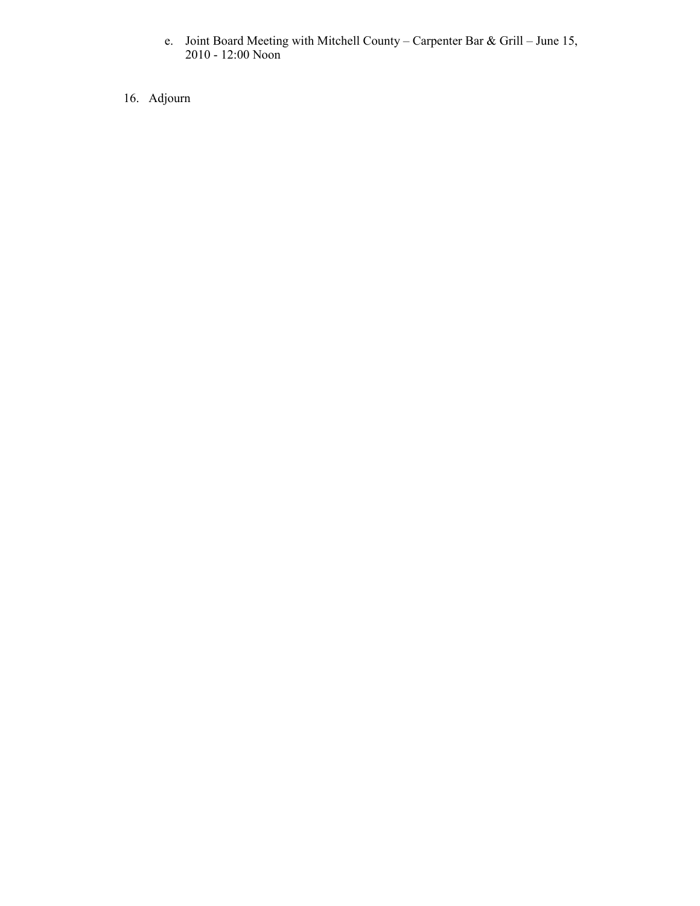e. Joint Board Meeting with Mitchell County – Carpenter Bar & Grill – June 15, 2010 - 12:00 Noon

16. Adjourn